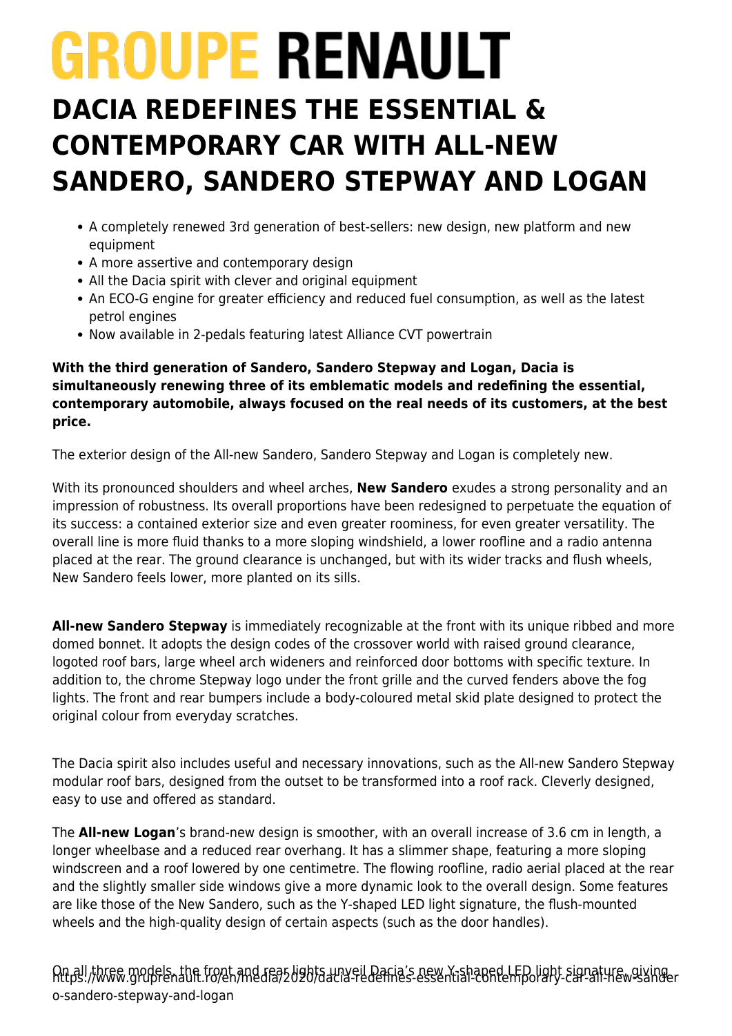# GROUPE RENAULT

# DACIA REDEFINES THE ESSENTIAL & CONTEMPORARY CAR WITH ALL-NEW SANDERO, SANDERO STEPWAY AND LOGAN

- A completely renewed 3rd generation of best-sellers: new design, new platform and new equipment
- A more assertive and contemporary design
- All the Dacia spirit with clever and original equipment
- An ECO-G engine for greater efficiency and reduced fuel consumption, as well as the latest petrol engines
- Now available in 2-pedals featuring latest Alliance CVT powertrain

**With the third generation of Sandero, Sandero Stepway and Logan, Dacia is simultaneously renewing three of its emblematic models and redefining the essential, contemporary automobile, always focused on the real needs of its customers, at the best price.**

The exterior design of the All-new Sandero, Sandero Stepway and Logan is completely new.

With its pronounced shoulders and wheel arches, **New Sandero** exudes a strong personality and an impression of robustness. Its overall proportions have been redesigned to perpetuate the equation of its success: a contained exterior size and even greater roominess, for even greater versatility. The overall line is more fluid thanks to a more sloping windshield, a lower roofline and a radio antenna placed at the rear. The ground clearance is unchanged, but with its wider tracks and flush wheels, New Sandero feels lower, more planted on its sills.

**All-new Sandero Stepway** is immediately recognizable at the front with its unique ribbed and more domed bonnet. It adopts the design codes of the crossover world with raised ground clearance, logoted roof bars, large wheel arch wideners and reinforced door bottoms with specific texture. In addition to, the chrome Stepway logo under the front grille and the curved fenders above the fog lights. The front and rear bumpers include a body-coloured metal skid plate designed to protect the original colour from everyday scratches.

The Dacia spirit also includes useful and necessary innovations, such as the All-new Sandero Stepway modular roof bars, designed from the outset to be transformed into a roof rack. Cleverly designed, easy to use and offered as standard.

The **All-new Logan**'s brand-new design is smoother, with an overall increase of 3.6 cm in length, a longer wheelbase and a reduced rear overhang. It has a slimmer shape, featuring a more sloping windscreen and a roof lowered by one centimetre. The flowing roofline, radio aerial placed at the rear and the slightly smaller side windows give a more dynamic look to the overall design. Some features are like those of the New Sandero, such as the Y-shaped LED light signature, the flush-mounted wheels and the high-quality design of certain aspects (such as the door handles).

On all three models, the front and rear lights unveil Dacia's new Y-shaped LED light signature, giving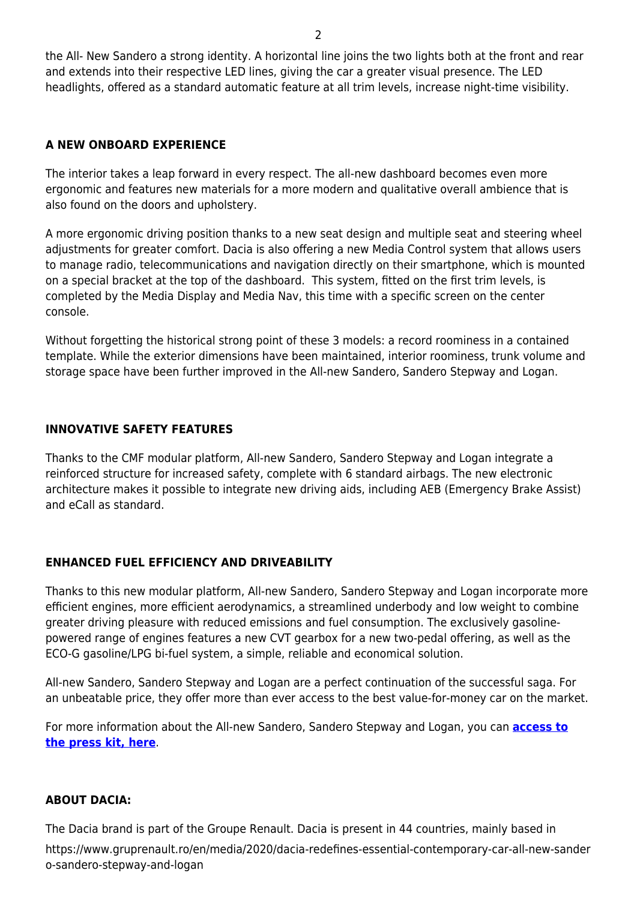the All- New Sandero a strong identity. A horizontal line joins the two lights both at the front and rear and extends into their respective LED lines, giving the car a greater visual presence. The LED headlights, offered as a standard automatic feature at all trim levels, increase night-time visibility.

## A NEW ONBOARD EXPERIENCE

The interior takes a leap forward in every respect. The all-new dashboard becomes even more ergonomic and features new materials for a more modern and qualitative overall ambience that is also found on the doors and upholstery.

A more ergonomic driving position thanks to a new seat design and multiple seat and steering wheel adjustments for greater comfort. Dacia is also offering a new Media Control system that allows users to manage radio, telecommunications and navigation directly on their smartphone, which is mounted on a special bracket at the top of the dashboard. This system, fitted on the first trim levels, is completed by the Media Display and Media Nav, this time with a specific screen on the center console.

Without forgetting the historical strong point of these 3 models: a record roominess in a contained template. While the exterior dimensions have been maintained, interior roominess, trunk volume and storage space have been further improved in the All-new Sandero, Sandero Stepway and Logan.

## INNOVATIVE SAFETY FEATURES

Thanks to the CMF modular platform, All-new Sandero, Sandero Stepway and Logan integrate a reinforced structure for increased safety, complete with 6 standard airbags. The new electronic architecture makes it possible to integrate new driving aids, including AEB (Emergency Brake Assist) and eCall as standard.

## ENHANCED FUEL EFFICIENCY AND DRIVEABILITY

Thanks to this new modular platform, All-new Sandero, Sandero Stepway and Logan incorporate more efficient engines, more efficient aerodynamics, a streamlined underbody and low weight to combine greater driving pleasure with reduced emissions and fuel consumption. The exclusively gasoline-powered range of engines features a new CVT gearbox for a new two-pedal offering, as well as the ECO-G gasoline/LPG bi-fuel system, a simple, reliable and economical solution.

All-new Sandero, Sandero Stepway and Logan are a perfect continuation of the successful saga. For an unbeatable price, they offer more than ever access to the best value-for-money car on the market.

For more information about the All-new Sandero, Sandero Stepway and Logan, you can **access to the press kit, here**.

## ABOUT DACIA:

The Dacia brand is part of the Groupe Renault. Dacia is present in 44 countries, mainly based in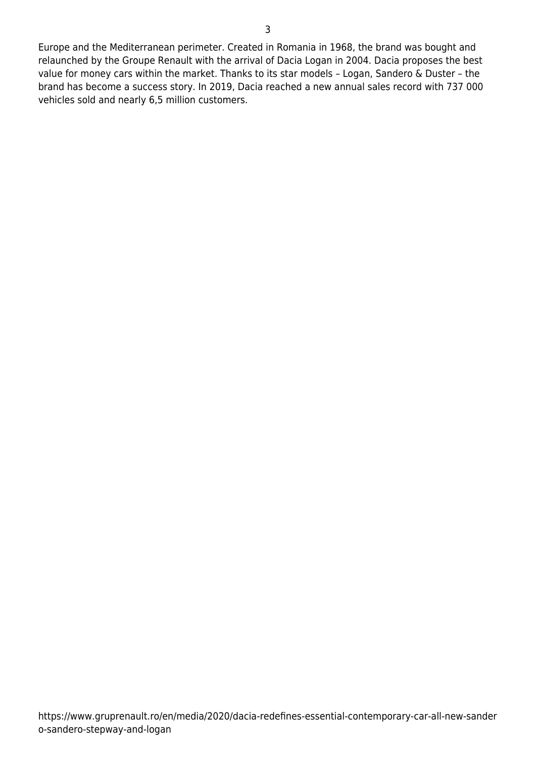Europe and the Mediterranean perimeter. Created in Romania in 1968, the brand was bought and relaunched by the Groupe Renault with the arrival of Dacia Logan in 2004. Dacia proposes the best value for money cars within the market. Thanks to its star models – Logan, Sandero & Duster – the brand has become a success story. In 2019, Dacia reached a new annual sales record with 737 000 vehicles sold and nearly 6,5 million customers.